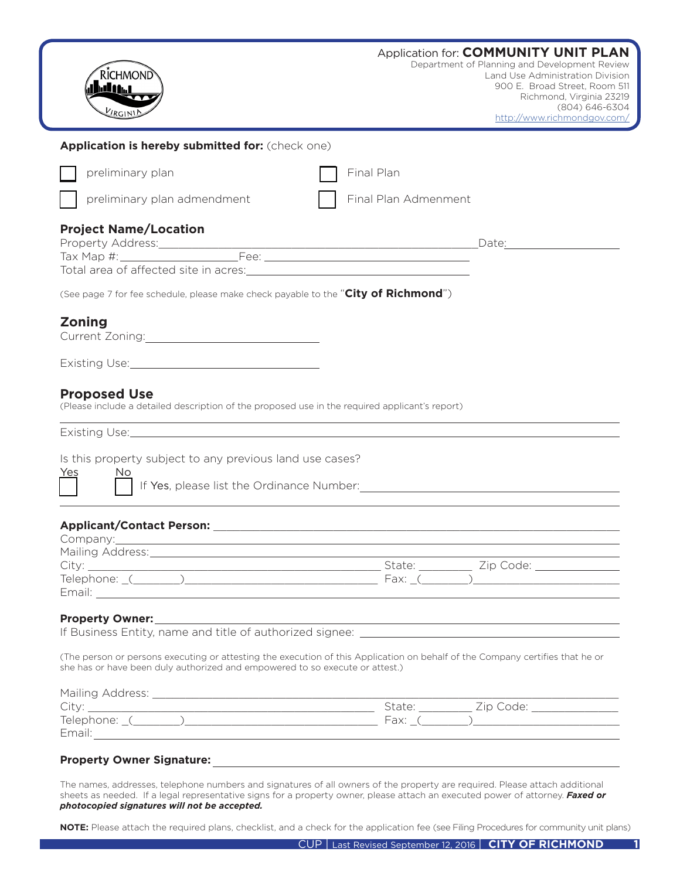Application for: **COMMUNITY UNIT PLAN**

Department of Planning and Development Review
Land Use Administration Division
900 E. Broad Street, Room 511
Richmond, Virginia 23219
(804) 646-6304
http://www.richmondgov.com/

**Application is hereby submitted for:** (check one)

- ☐ preliminary plan
- ☐ Final Plan
- ☐ preliminary plan admendment
- ☐ Final Plan Admenment

## Project Name/Location

Property Address:______________________________________________ Date:________________

Tax Map #:________________ Fee: ______________________________

Total area of affected site in acres:______________________________

(See page 7 for fee schedule, please make check payable to the "**City of Richmond**")

## Zoning

Current Zoning:________________________

Existing Use:________________________

## Proposed Use

(Please include a detailed description of the proposed use in the required applicant's report)

______________________________________________________________________

Existing Use:__________________________________________________________

Is this property subject to any previous land use cases?

Yes ☐ No ☐ If Yes, please list the Ordinance Number:________________________________

______________________________________________________________________

**Applicant/Contact Person:** ______________________________________________

Company:______________________________________________________________

Mailing Address:________________________________________________________

City: ______________________________________ State: ________ Zip Code: ____________

Telephone: _(_______)__________________________ Fax: _(_______)____________________

Email: ________________________________________________________________

**Property Owner:**______________________________________________________

If Business Entity, name and title of authorized signee: ____________________________________

(The person or persons executing or attesting the execution of this Application on behalf of the Company certifies that he or she has or have been duly authorized and empowered to so execute or attest.)

Mailing Address: ______________________________________________________

City: ______________________________________ State: ________ Zip Code: ____________

Telephone: _(_______)__________________________ Fax: _(_______)____________________

Email:_________________________________________________________________

**Property Owner Signature:** ______________________________________________

The names, addresses, telephone numbers and signatures of all owners of the property are required. Please attach additional sheets as needed. If a legal representative signs for a property owner, please attach an executed power of attorney. ***Faxed or photocopied signatures will not be accepted.***

**NOTE:** Please attach the required plans, checklist, and a check for the application fee (see Filing Procedures for community unit plans)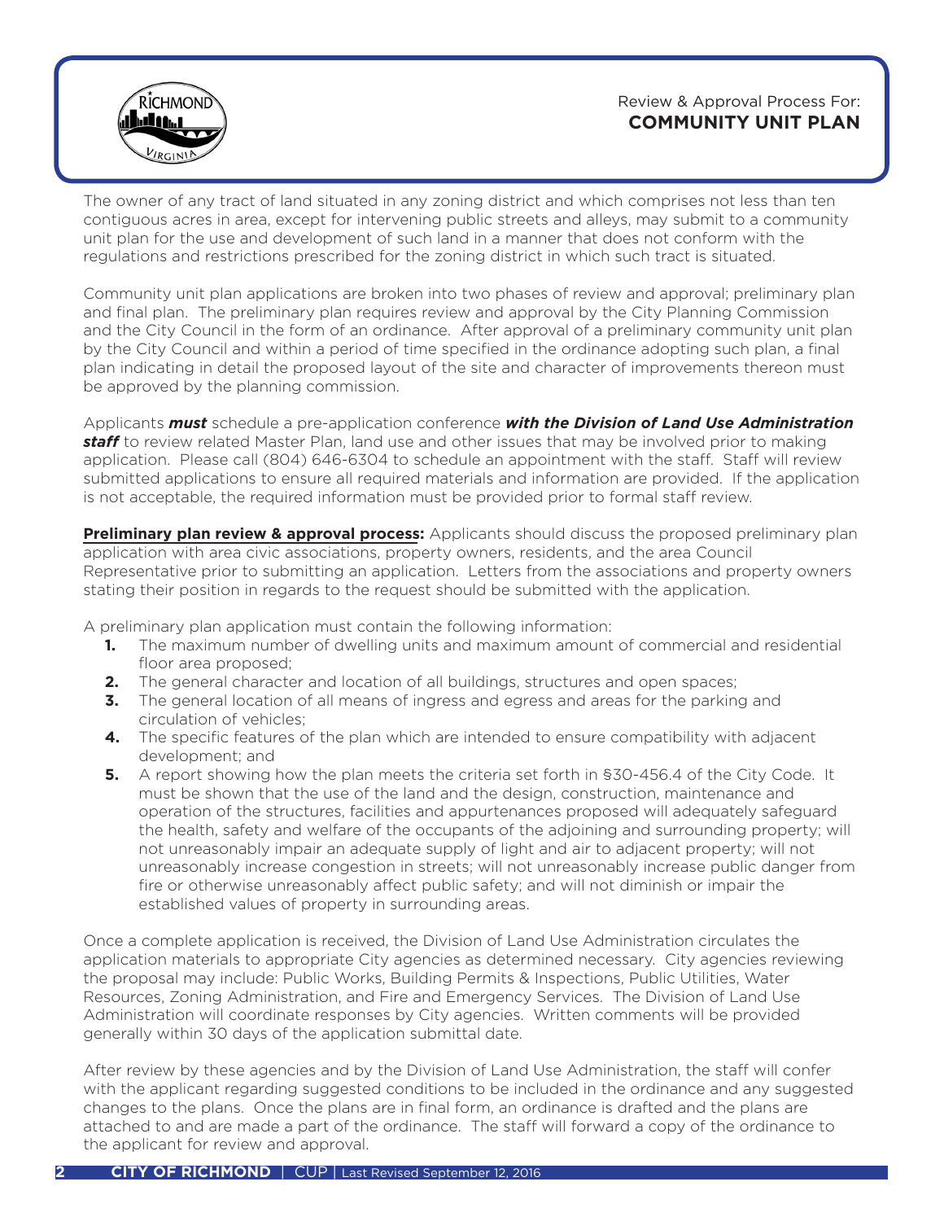Review & Approval Process For:
**COMMUNITY UNIT PLAN**

The owner of any tract of land situated in any zoning district and which comprises not less than ten contiguous acres in area, except for intervening public streets and alleys, may submit to a community unit plan for the use and development of such land in a manner that does not conform with the regulations and restrictions prescribed for the zoning district in which such tract is situated.

Community unit plan applications are broken into two phases of review and approval; preliminary plan and final plan. The preliminary plan requires review and approval by the City Planning Commission and the City Council in the form of an ordinance. After approval of a preliminary community unit plan by the City Council and within a period of time specified in the ordinance adopting such plan, a final plan indicating in detail the proposed layout of the site and character of improvements thereon must be approved by the planning commission.

Applicants ***must*** schedule a pre-application conference ***with the Division of Land Use Administration staff*** to review related Master Plan, land use and other issues that may be involved prior to making application. Please call (804) 646-6304 to schedule an appointment with the staff. Staff will review submitted applications to ensure all required materials and information are provided. If the application is not acceptable, the required information must be provided prior to formal staff review.

**Preliminary plan review & approval process:** Applicants should discuss the proposed preliminary plan application with area civic associations, property owners, residents, and the area Council Representative prior to submitting an application. Letters from the associations and property owners stating their position in regards to the request should be submitted with the application.

A preliminary plan application must contain the following information:

1. The maximum number of dwelling units and maximum amount of commercial and residential floor area proposed;
2. The general character and location of all buildings, structures and open spaces;
3. The general location of all means of ingress and egress and areas for the parking and circulation of vehicles;
4. The specific features of the plan which are intended to ensure compatibility with adjacent development; and
5. A report showing how the plan meets the criteria set forth in §30-456.4 of the City Code. It must be shown that the use of the land and the design, construction, maintenance and operation of the structures, facilities and appurtenances proposed will adequately safeguard the health, safety and welfare of the occupants of the adjoining and surrounding property; will not unreasonably impair an adequate supply of light and air to adjacent property; will not unreasonably increase congestion in streets; will not unreasonably increase public danger from fire or otherwise unreasonably affect public safety; and will not diminish or impair the established values of property in surrounding areas.

Once a complete application is received, the Division of Land Use Administration circulates the application materials to appropriate City agencies as determined necessary. City agencies reviewing the proposal may include: Public Works, Building Permits & Inspections, Public Utilities, Water Resources, Zoning Administration, and Fire and Emergency Services. The Division of Land Use Administration will coordinate responses by City agencies. Written comments will be provided generally within 30 days of the application submittal date.

After review by these agencies and by the Division of Land Use Administration, the staff will confer with the applicant regarding suggested conditions to be included in the ordinance and any suggested changes to the plans. Once the plans are in final form, an ordinance is drafted and the plans are attached to and are made a part of the ordinance. The staff will forward a copy of the ordinance to the applicant for review and approval.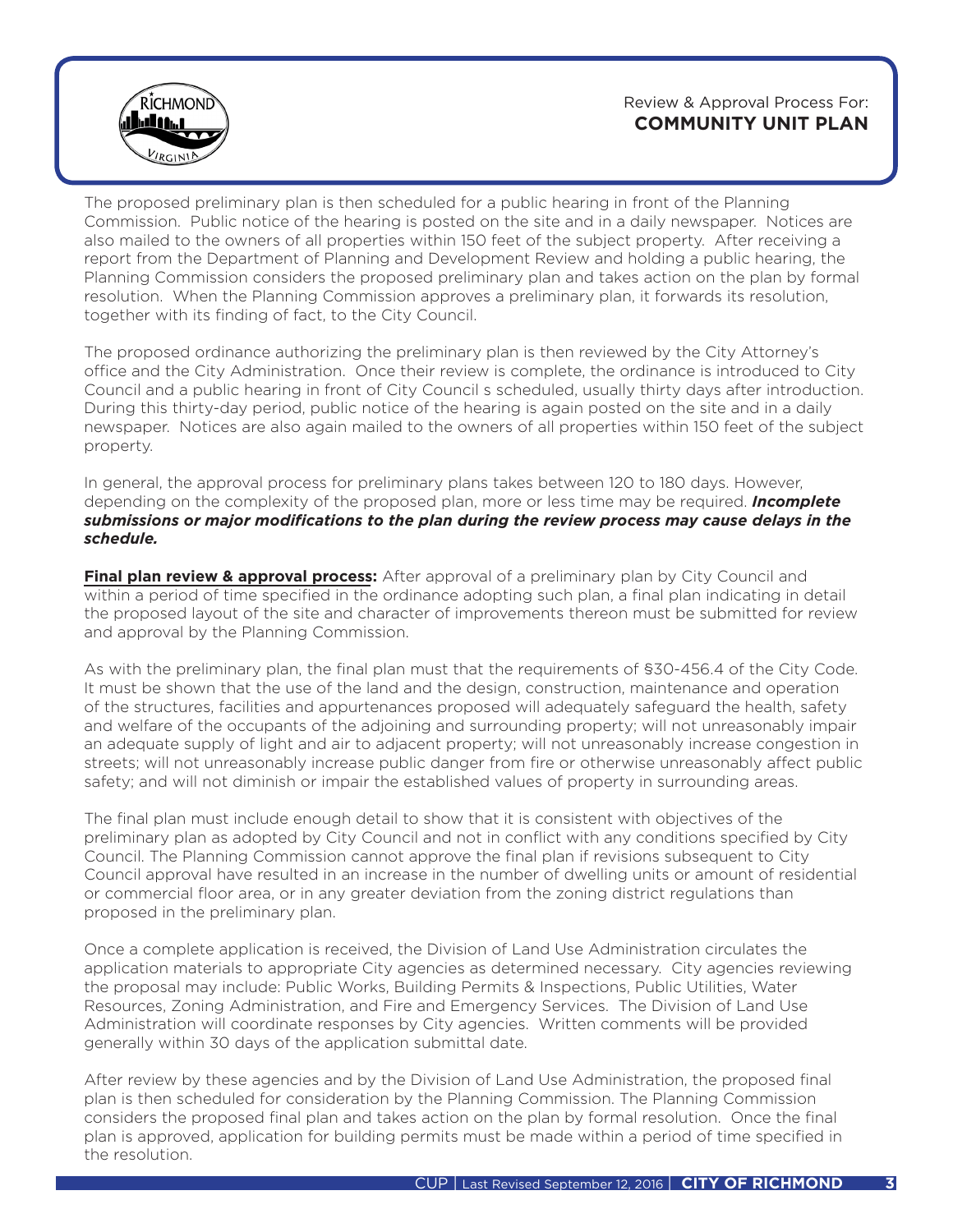The proposed preliminary plan is then scheduled for a public hearing in front of the Planning Commission. Public notice of the hearing is posted on the site and in a daily newspaper. Notices are also mailed to the owners of all properties within 150 feet of the subject property. After receiving a report from the Department of Planning and Development Review and holding a public hearing, the Planning Commission considers the proposed preliminary plan and takes action on the plan by formal resolution. When the Planning Commission approves a preliminary plan, it forwards its resolution, together with its finding of fact, to the City Council.

The proposed ordinance authorizing the preliminary plan is then reviewed by the City Attorney's office and the City Administration. Once their review is complete, the ordinance is introduced to City Council and a public hearing in front of City Council s scheduled, usually thirty days after introduction. During this thirty-day period, public notice of the hearing is again posted on the site and in a daily newspaper. Notices are also again mailed to the owners of all properties within 150 feet of the subject property.

In general, the approval process for preliminary plans takes between 120 to 180 days. However, depending on the complexity of the proposed plan, more or less time may be required. ***Incomplete submissions or major modifications to the plan during the review process may cause delays in the schedule.***

**Final plan review & approval process:** After approval of a preliminary plan by City Council and within a period of time specified in the ordinance adopting such plan, a final plan indicating in detail the proposed layout of the site and character of improvements thereon must be submitted for review and approval by the Planning Commission.

As with the preliminary plan, the final plan must that the requirements of §30-456.4 of the City Code. It must be shown that the use of the land and the design, construction, maintenance and operation of the structures, facilities and appurtenances proposed will adequately safeguard the health, safety and welfare of the occupants of the adjoining and surrounding property; will not unreasonably impair an adequate supply of light and air to adjacent property; will not unreasonably increase congestion in streets; will not unreasonably increase public danger from fire or otherwise unreasonably affect public safety; and will not diminish or impair the established values of property in surrounding areas.

The final plan must include enough detail to show that it is consistent with objectives of the preliminary plan as adopted by City Council and not in conflict with any conditions specified by City Council. The Planning Commission cannot approve the final plan if revisions subsequent to City Council approval have resulted in an increase in the number of dwelling units or amount of residential or commercial floor area, or in any greater deviation from the zoning district regulations than proposed in the preliminary plan.

Once a complete application is received, the Division of Land Use Administration circulates the application materials to appropriate City agencies as determined necessary. City agencies reviewing the proposal may include: Public Works, Building Permits & Inspections, Public Utilities, Water Resources, Zoning Administration, and Fire and Emergency Services. The Division of Land Use Administration will coordinate responses by City agencies. Written comments will be provided generally within 30 days of the application submittal date.

After review by these agencies and by the Division of Land Use Administration, the proposed final plan is then scheduled for consideration by the Planning Commission. The Planning Commission considers the proposed final plan and takes action on the plan by formal resolution. Once the final plan is approved, application for building permits must be made within a period of time specified in the resolution.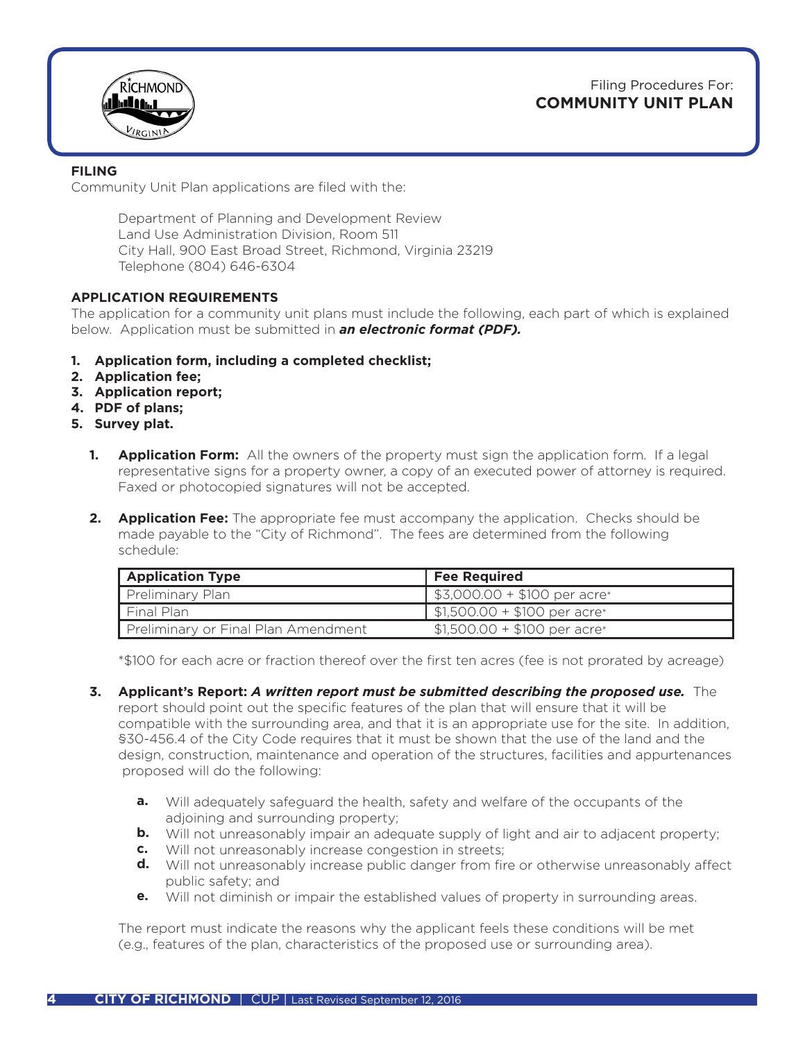Filing Procedures For:
# COMMUNITY UNIT PLAN

## FILING

Community Unit Plan applications are filed with the:

Department of Planning and Development Review
Land Use Administration Division, Room 511
City Hall, 900 East Broad Street, Richmond, Virginia 23219
Telephone (804) 646-6304

## APPLICATION REQUIREMENTS

The application for a community unit plans must include the following, each part of which is explained below. Application must be submitted in ***an electronic format (PDF).***

1. **Application form, including a completed checklist;**
2. **Application fee;**
3. **Application report;**
4. **PDF of plans;**
5. **Survey plat.**

1. **Application Form:** All the owners of the property must sign the application form. If a legal representative signs for a property owner, a copy of an executed power of attorney is required. Faxed or photocopied signatures will not be accepted.

2. **Application Fee:** The appropriate fee must accompany the application. Checks should be made payable to the "City of Richmond". The fees are determined from the following schedule:

| Application Type | Fee Required |
| --- | --- |
| Preliminary Plan | $3,000.00 + $100 per acre* |
| Final Plan | $1,500.00 + $100 per acre* |
| Preliminary or Final Plan Amendment | $1,500.00 + $100 per acre* |

*$100 for each acre or fraction thereof over the first ten acres (fee is not prorated by acreage)

3. **Applicant's Report:** ***A written report must be submitted describing the proposed use.*** The report should point out the specific features of the plan that will ensure that it will be compatible with the surrounding area, and that it is an appropriate use for the site. In addition, §30-456.4 of the City Code requires that it must be shown that the use of the land and the design, construction, maintenance and operation of the structures, facilities and appurtenances proposed will do the following:

   - **a.** Will adequately safeguard the health, safety and welfare of the occupants of the adjoining and surrounding property;
   - **b.** Will not unreasonably impair an adequate supply of light and air to adjacent property;
   - **c.** Will not unreasonably increase congestion in streets;
   - **d.** Will not unreasonably increase public danger from fire or otherwise unreasonably affect public safety; and
   - **e.** Will not diminish or impair the established values of property in surrounding areas.

   The report must indicate the reasons why the applicant feels these conditions will be met (e.g., features of the plan, characteristics of the proposed use or surrounding area).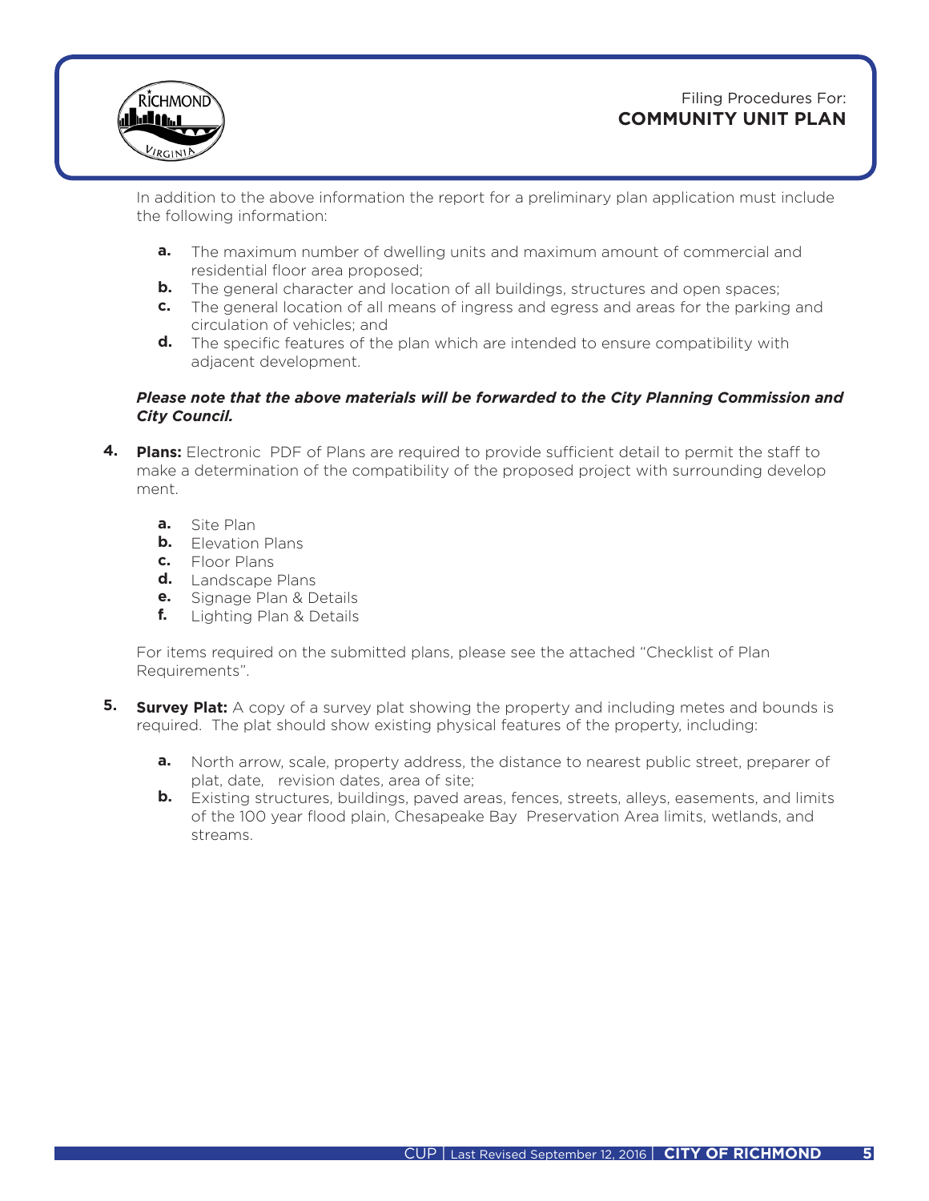In addition to the above information the report for a preliminary plan application must include the following information:

- **a.** The maximum number of dwelling units and maximum amount of commercial and residential floor area proposed;
- **b.** The general character and location of all buildings, structures and open spaces;
- **c.** The general location of all means of ingress and egress and areas for the parking and circulation of vehicles; and
- **d.** The specific features of the plan which are intended to ensure compatibility with adjacent development.

***Please note that the above materials will be forwarded to the City Planning Commission and City Council.***

**4. Plans:** Electronic PDF of Plans are required to provide sufficient detail to permit the staff to make a determination of the compatibility of the proposed project with surrounding develop ment.

- **a.** Site Plan
- **b.** Elevation Plans
- **c.** Floor Plans
- **d.** Landscape Plans
- **e.** Signage Plan & Details
- **f.** Lighting Plan & Details

For items required on the submitted plans, please see the attached "Checklist of Plan Requirements".

**5. Survey Plat:** A copy of a survey plat showing the property and including metes and bounds is required. The plat should show existing physical features of the property, including:

- **a.** North arrow, scale, property address, the distance to nearest public street, preparer of plat, date, revision dates, area of site;
- **b.** Existing structures, buildings, paved areas, fences, streets, alleys, easements, and limits of the 100 year flood plain, Chesapeake Bay Preservation Area limits, wetlands, and streams.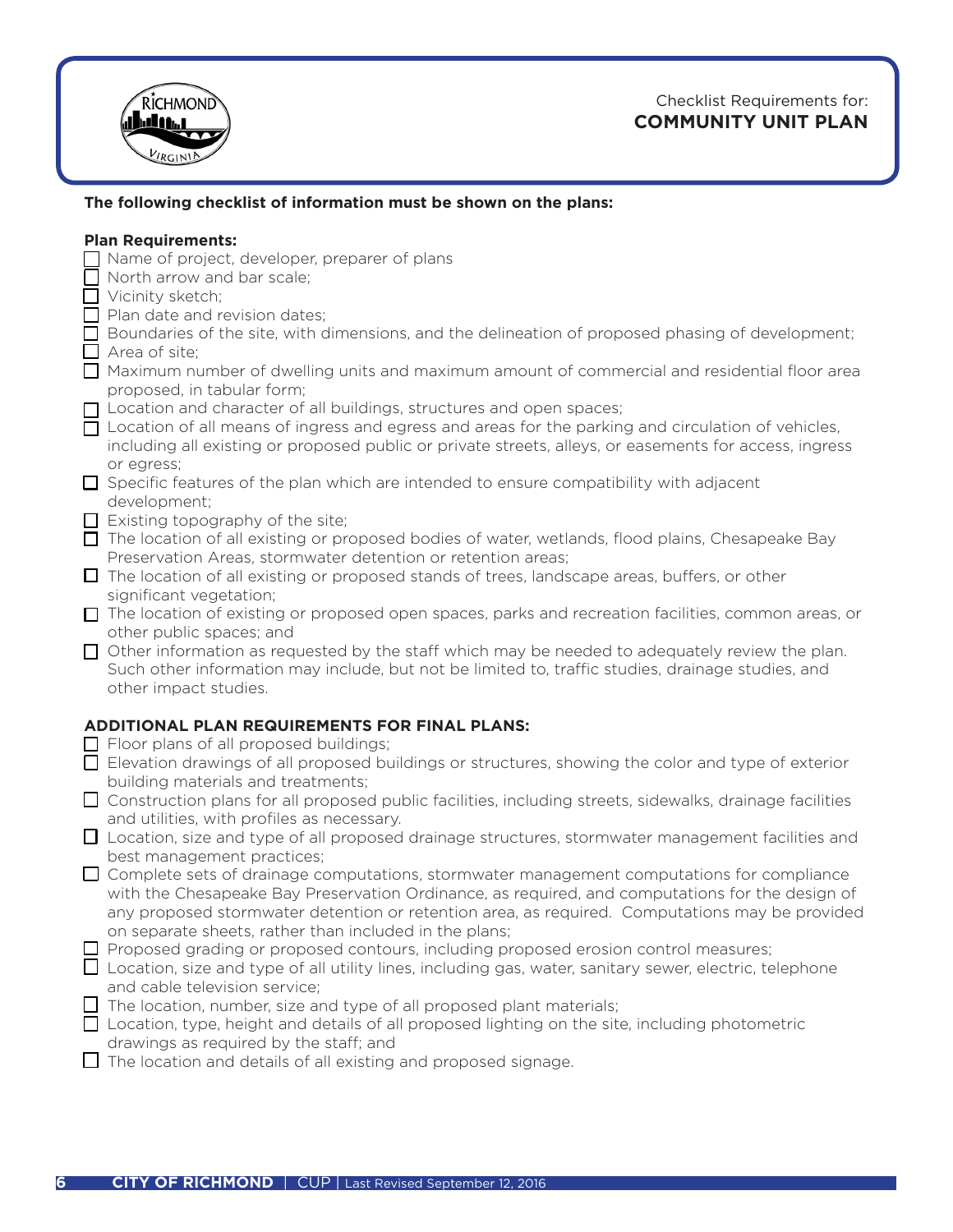Checklist Requirements for:

# COMMUNITY UNIT PLAN

**The following checklist of information must be shown on the plans:**

**Plan Requirements:**

- ☐ Name of project, developer, preparer of plans
- ☐ North arrow and bar scale;
- ☐ Vicinity sketch;
- ☐ Plan date and revision dates;
- ☐ Boundaries of the site, with dimensions, and the delineation of proposed phasing of development;
- ☐ Area of site;
- ☐ Maximum number of dwelling units and maximum amount of commercial and residential floor area proposed, in tabular form;
- ☐ Location and character of all buildings, structures and open spaces;
- ☐ Location of all means of ingress and egress and areas for the parking and circulation of vehicles, including all existing or proposed public or private streets, alleys, or easements for access, ingress or egress;
- ☐ Specific features of the plan which are intended to ensure compatibility with adjacent development;
- ☐ Existing topography of the site;
- ☐ The location of all existing or proposed bodies of water, wetlands, flood plains, Chesapeake Bay Preservation Areas, stormwater detention or retention areas;
- ☐ The location of all existing or proposed stands of trees, landscape areas, buffers, or other significant vegetation;
- ☐ The location of existing or proposed open spaces, parks and recreation facilities, common areas, or other public spaces; and
- ☐ Other information as requested by the staff which may be needed to adequately review the plan. Such other information may include, but not be limited to, traffic studies, drainage studies, and other impact studies.

**ADDITIONAL PLAN REQUIREMENTS FOR FINAL PLANS:**

- ☐ Floor plans of all proposed buildings;
- ☐ Elevation drawings of all proposed buildings or structures, showing the color and type of exterior building materials and treatments;
- ☐ Construction plans for all proposed public facilities, including streets, sidewalks, drainage facilities and utilities, with profiles as necessary.
- ☐ Location, size and type of all proposed drainage structures, stormwater management facilities and best management practices;
- ☐ Complete sets of drainage computations, stormwater management computations for compliance with the Chesapeake Bay Preservation Ordinance, as required, and computations for the design of any proposed stormwater detention or retention area, as required. Computations may be provided on separate sheets, rather than included in the plans;
- ☐ Proposed grading or proposed contours, including proposed erosion control measures;
- ☐ Location, size and type of all utility lines, including gas, water, sanitary sewer, electric, telephone and cable television service;
- ☐ The location, number, size and type of all proposed plant materials;
- ☐ Location, type, height and details of all proposed lighting on the site, including photometric drawings as required by the staff; and
- ☐ The location and details of all existing and proposed signage.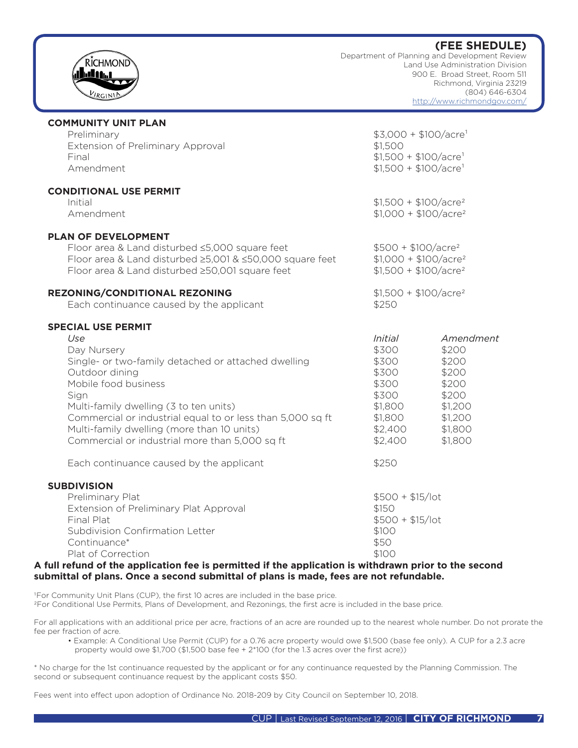# (FEE SHEDULE)

Department of Planning and Development Review
Land Use Administration Division
900 E. Broad Street, Room 511
Richmond, Virginia 23219
(804) 646-6304
http://www.richmondgov.com/

| | | |
|---|---|---|
| **COMMUNITY UNIT PLAN** | | |
| Preliminary | \$3,000 + \$100/acre[1] | |
| Extension of Preliminary Approval | \$1,500 | |
| Final | \$1,500 + \$100/acre[1] | |
| Amendment | \$1,500 + \$100/acre[1] | |
| **CONDITIONAL USE PERMIT** | | |
| Initial | \$1,500 + \$100/acre[2] | |
| Amendment | \$1,000 + \$100/acre[2] | |
| **PLAN OF DEVELOPMENT** | | |
| Floor area & Land disturbed ≤5,000 square feet | \$500 + \$100/acre[2] | |
| Floor area & Land disturbed ≥5,001 & ≤50,000 square feet | \$1,000 + \$100/acre[2] | |
| Floor area & Land disturbed ≥50,001 square feet | \$1,500 + \$100/acre[2] | |
| **REZONING/CONDITIONAL REZONING** | \$1,500 + \$100/acre[2] | |
| Each continuance caused by the applicant | \$250 | |
| **SPECIAL USE PERMIT** | | |
| *Use* | *Initial* | *Amendment* |
| Day Nursery | \$300 | \$200 |
| Single- or two-family detached or attached dwelling | \$300 | \$200 |
| Outdoor dining | \$300 | \$200 |
| Mobile food business | \$300 | \$200 |
| Sign | \$300 | \$200 |
| Multi-family dwelling (3 to ten units) | \$1,800 | \$1,200 |
| Commercial or industrial equal to or less than 5,000 sq ft | \$1,800 | \$1,200 |
| Multi-family dwelling (more than 10 units) | \$2,400 | \$1,800 |
| Commercial or industrial more than 5,000 sq ft | \$2,400 | \$1,800 |
| Each continuance caused by the applicant | \$250 | |
| **SUBDIVISION** | | |
| Preliminary Plat | \$500 + \$15/lot | |
| Extension of Preliminary Plat Approval | \$150 | |
| Final Plat | \$500 + \$15/lot | |
| Subdivision Confirmation Letter | \$100 | |
| Continuance* | \$50 | |
| Plat of Correction | \$100 | |

**A full refund of the application fee is permitted if the application is withdrawn prior to the second submittal of plans. Once a second submittal of plans is made, fees are not refundable.**

[1] For Community Unit Plans (CUP), the first 10 acres are included in the base price.
[2] For Conditional Use Permits, Plans of Development, and Rezonings, the first acre is included in the base price.

For all applications with an additional price per acre, fractions of an acre are rounded up to the nearest whole number. Do not prorate the fee per fraction of acre.

- Example: A Conditional Use Permit (CUP) for a 0.76 acre property would owe \$1,500 (base fee only). A CUP for a 2.3 acre property would owe \$1,700 (\$1,500 base fee + 2*100 (for the 1.3 acres over the first acre))

* No charge for the 1st continuance requested by the applicant or for any continuance requested by the Planning Commission. The second or subsequent continuance request by the applicant costs \$50.

Fees went into effect upon adoption of Ordinance No. 2018-209 by City Council on September 10, 2018.